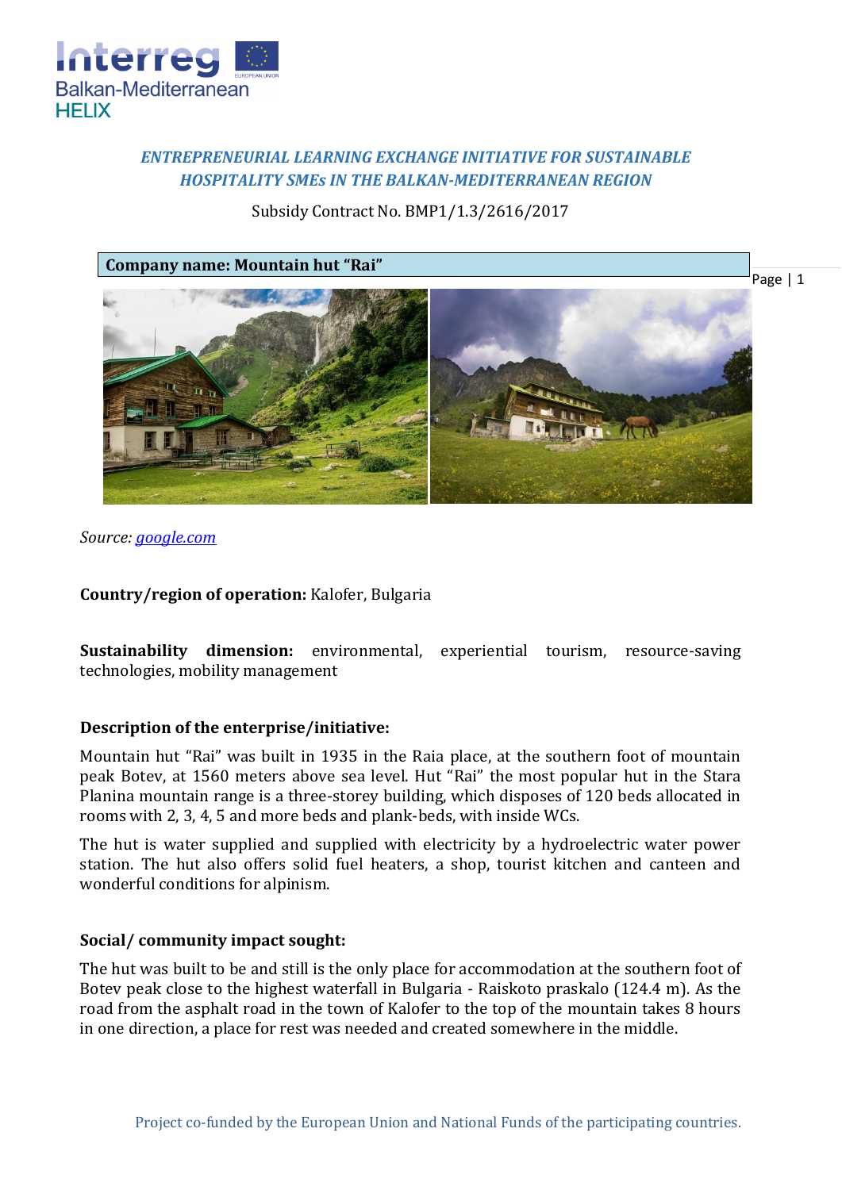*ENTREPRENEURIAL LEARNING EXCHANGE INITIATIVE FOR SUSTAINABLE HOSPITALITY SMEs IN THE BALKAN-MEDITERRANEAN REGION*

Subsidy Contract No. BMP1/1.3/2616/2017

**Company name: Mountain hut "Rai"**

*Source: google.com*

**Country/region of operation:** Kalofer, Bulgaria

**Sustainability dimension:** environmental, experiential tourism, resource-saving technologies, mobility management

**Description of the enterprise/initiative:**

Mountain hut "Rai" was built in 1935 in the Raia place, at the southern foot of mountain peak Botev, at 1560 meters above sea level. Hut "Rai" the most popular hut in the Stara Planina mountain range is a three-storey building, which disposes of 120 beds allocated in rooms with 2, 3, 4, 5 and more beds and plank-beds, with inside WCs.

The hut is water supplied and supplied with electricity by a hydroelectric water power station. The hut also offers solid fuel heaters, a shop, tourist kitchen and canteen and wonderful conditions for alpinism.

**Social/ community impact sought:**

The hut was built to be and still is the only place for accommodation at the southern foot of Botev peak close to the highest waterfall in Bulgaria - Raiskoto praskalo (124.4 m). As the road from the asphalt road in the town of Kalofer to the top of the mountain takes 8 hours in one direction, a place for rest was needed and created somewhere in the middle.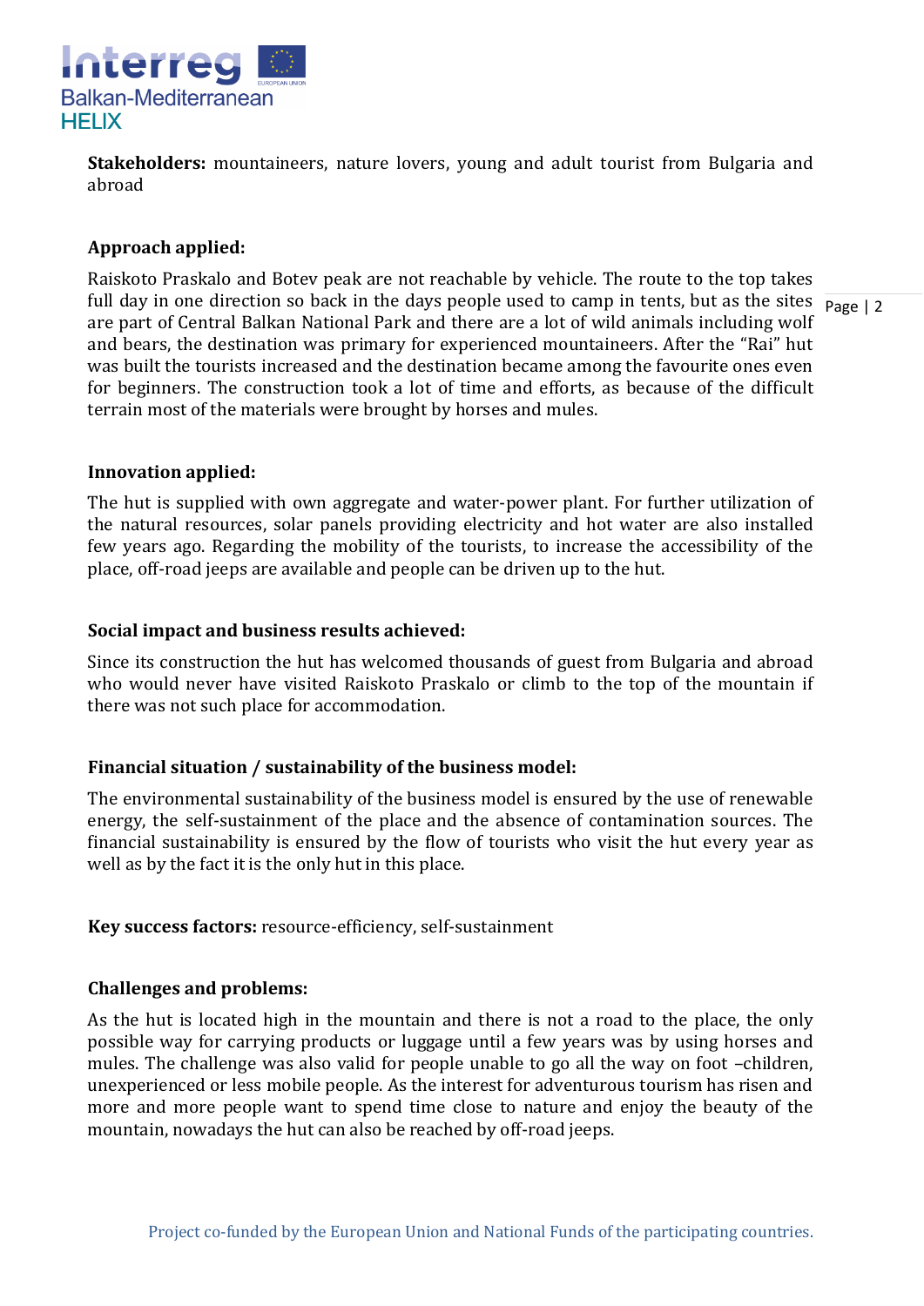**Stakeholders:** mountaineers, nature lovers, young and adult tourist from Bulgaria and abroad

**Approach applied:**

Raiskoto Praskalo and Botev peak are not reachable by vehicle. The route to the top takes full day in one direction so back in the days people used to camp in tents, but as the sites are part of Central Balkan National Park and there are a lot of wild animals including wolf and bears, the destination was primary for experienced mountaineers. After the "Rai" hut was built the tourists increased and the destination became among the favourite ones even for beginners. The construction took a lot of time and efforts, as because of the difficult terrain most of the materials were brought by horses and mules.

**Innovation applied:**

The hut is supplied with own aggregate and water-power plant. For further utilization of the natural resources, solar panels providing electricity and hot water are also installed few years ago. Regarding the mobility of the tourists, to increase the accessibility of the place, off-road jeeps are available and people can be driven up to the hut.

**Social impact and business results achieved:**

Since its construction the hut has welcomed thousands of guest from Bulgaria and abroad who would never have visited Raiskoto Praskalo or climb to the top of the mountain if there was not such place for accommodation.

**Financial situation / sustainability of the business model:**

The environmental sustainability of the business model is ensured by the use of renewable energy, the self-sustainment of the place and the absence of contamination sources. The financial sustainability is ensured by the flow of tourists who visit the hut every year as well as by the fact it is the only hut in this place.

**Key success factors:** resource-efficiency, self-sustainment

**Challenges and problems:**

As the hut is located high in the mountain and there is not a road to the place, the only possible way for carrying products or luggage until a few years was by using horses and mules. The challenge was also valid for people unable to go all the way on foot –children, unexperienced or less mobile people. As the interest for adventurous tourism has risen and more and more people want to spend time close to nature and enjoy the beauty of the mountain, nowadays the hut can also be reached by off-road jeeps.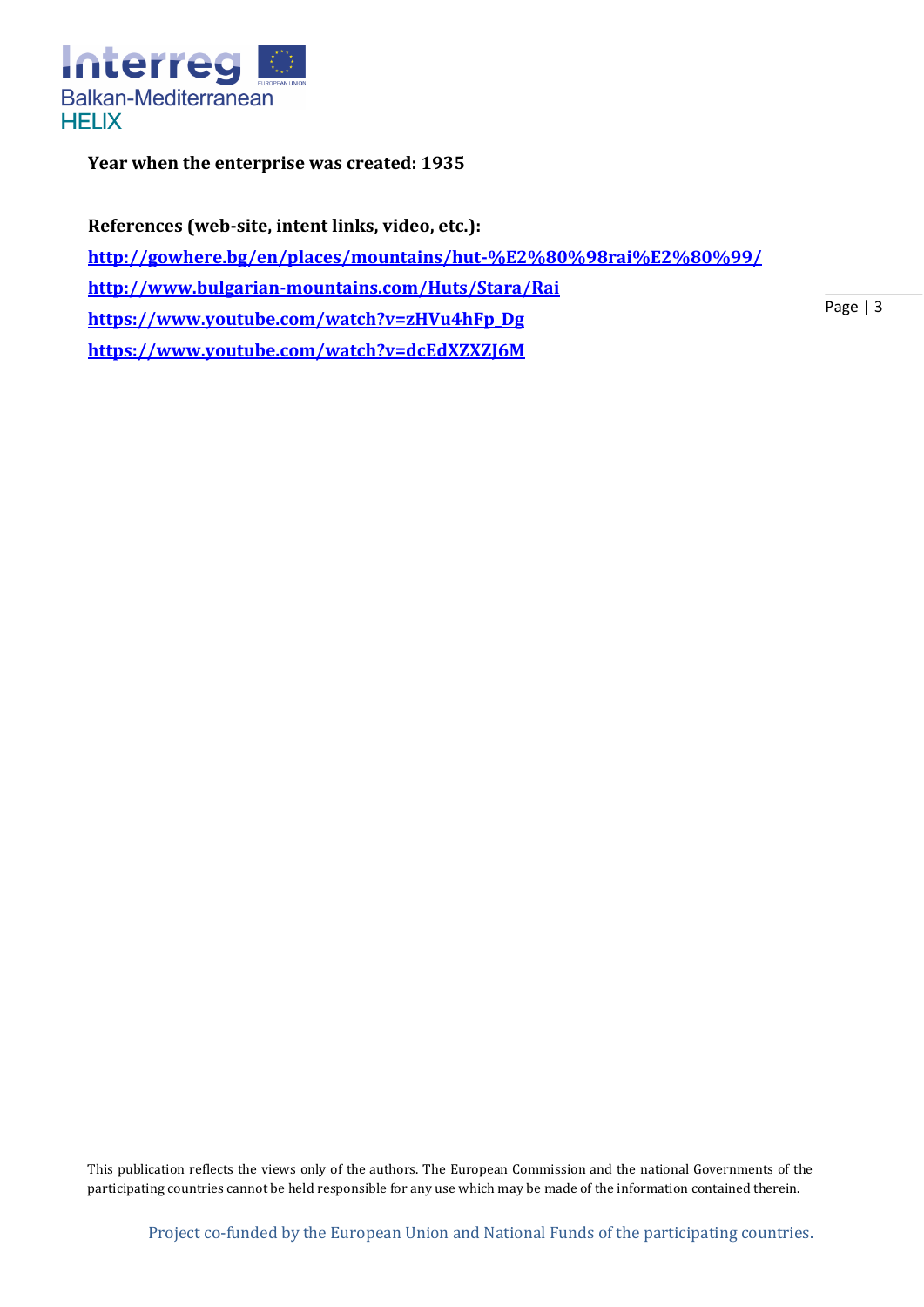**Year when the enterprise was created: 1935**

**References (web-site, intent links, video, etc.):**

**http://gowhere.bg/en/places/mountains/hut-%E2%80%98rai%E2%80%99/**

**http://www.bulgarian-mountains.com/Huts/Stara/Rai**

**https://www.youtube.com/watch?v=zHVu4hFp_Dg**

**https://www.youtube.com/watch?v=dcEdXZXZJ6M**

This publication reflects the views only of the authors. The European Commission and the national Governments of the participating countries cannot be held responsible for any use which may be made of the information contained therein.

Project co-funded by the European Union and National Funds of the participating countries.